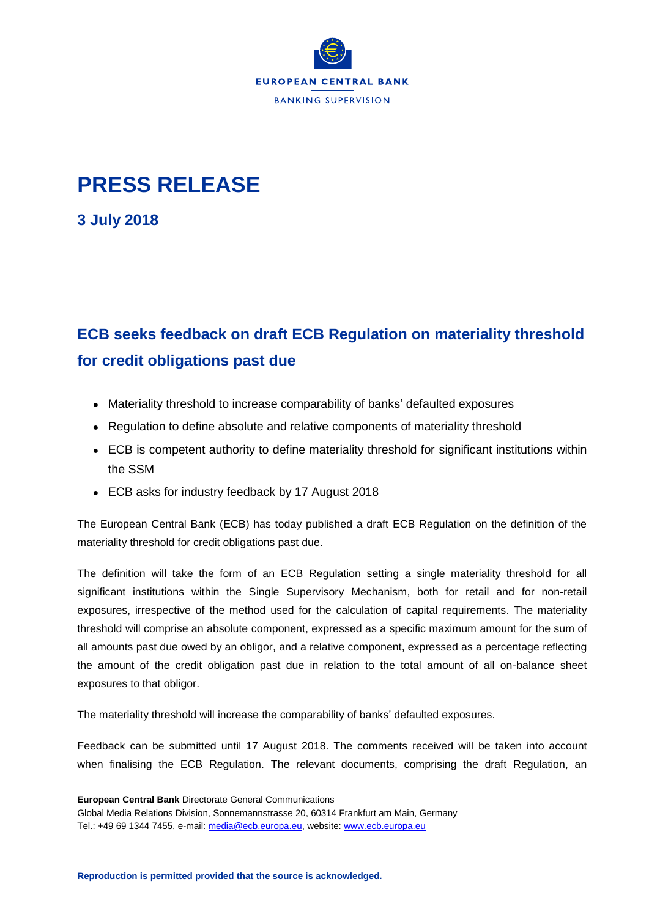EUROPEAN CENTRAL BANK

BANKING SUPERVISION

# PRESS RELEASE

**3 July 2018**

## ECB seeks feedback on draft ECB Regulation on materiality threshold for credit obligations past due

- Materiality threshold to increase comparability of banks' defaulted exposures
- Regulation to define absolute and relative components of materiality threshold
- ECB is competent authority to define materiality threshold for significant institutions within the SSM
- ECB asks for industry feedback by 17 August 2018

The European Central Bank (ECB) has today published a draft ECB Regulation on the definition of the materiality threshold for credit obligations past due.

The definition will take the form of an ECB Regulation setting a single materiality threshold for all significant institutions within the Single Supervisory Mechanism, both for retail and for non-retail exposures, irrespective of the method used for the calculation of capital requirements. The materiality threshold will comprise an absolute component, expressed as a specific maximum amount for the sum of all amounts past due owed by an obligor, and a relative component, expressed as a percentage reflecting the amount of the credit obligation past due in relation to the total amount of all on-balance sheet exposures to that obligor.

The materiality threshold will increase the comparability of banks' defaulted exposures.

Feedback can be submitted until 17 August 2018. The comments received will be taken into account when finalising the ECB Regulation. The relevant documents, comprising the draft Regulation, an

**European Central Bank** Directorate General Communications
Global Media Relations Division, Sonnemannstrasse 20, 60314 Frankfurt am Main, Germany
Tel.: +49 69 1344 7455, e-mail: media@ecb.europa.eu, website: www.ecb.europa.eu

**Reproduction is permitted provided that the source is acknowledged.**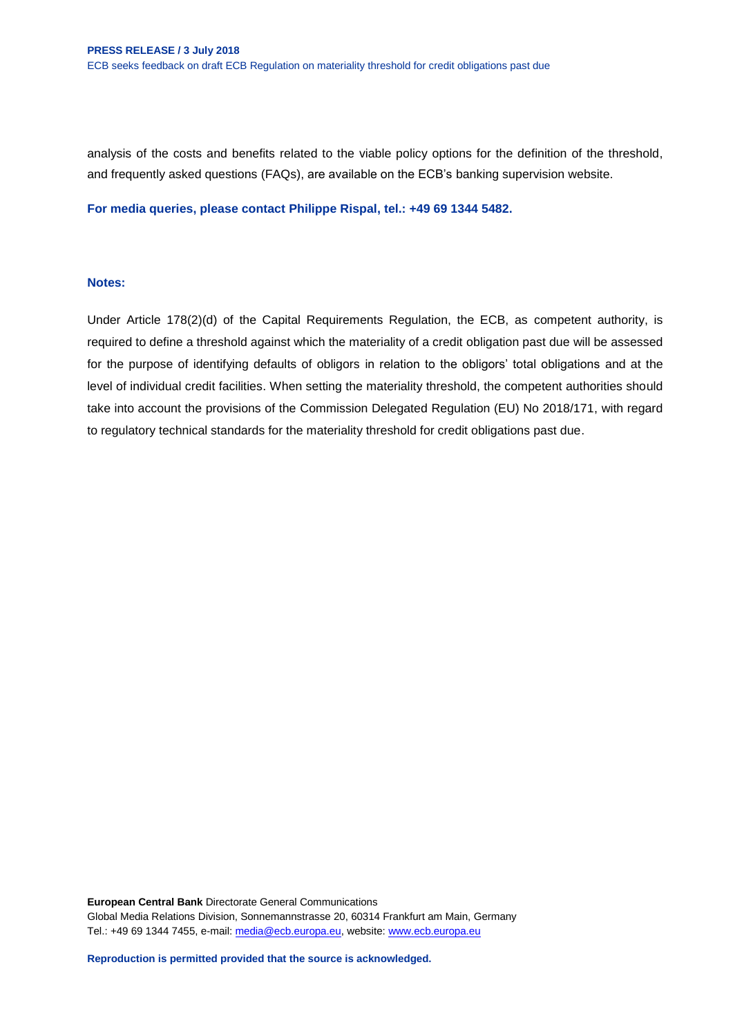analysis of the costs and benefits related to the viable policy options for the definition of the threshold, and frequently asked questions (FAQs), are available on the ECB's banking supervision website.

**For media queries, please contact Philippe Rispal, tel.: +49 69 1344 5482.**

**Notes:**

Under Article 178(2)(d) of the Capital Requirements Regulation, the ECB, as competent authority, is required to define a threshold against which the materiality of a credit obligation past due will be assessed for the purpose of identifying defaults of obligors in relation to the obligors' total obligations and at the level of individual credit facilities. When setting the materiality threshold, the competent authorities should take into account the provisions of the Commission Delegated Regulation (EU) No 2018/171, with regard to regulatory technical standards for the materiality threshold for credit obligations past due.

**European Central Bank** Directorate General Communications
Global Media Relations Division, Sonnemannstrasse 20, 60314 Frankfurt am Main, Germany
Tel.: +49 69 1344 7455, e-mail: media@ecb.europa.eu, website: www.ecb.europa.eu

**Reproduction is permitted provided that the source is acknowledged.**